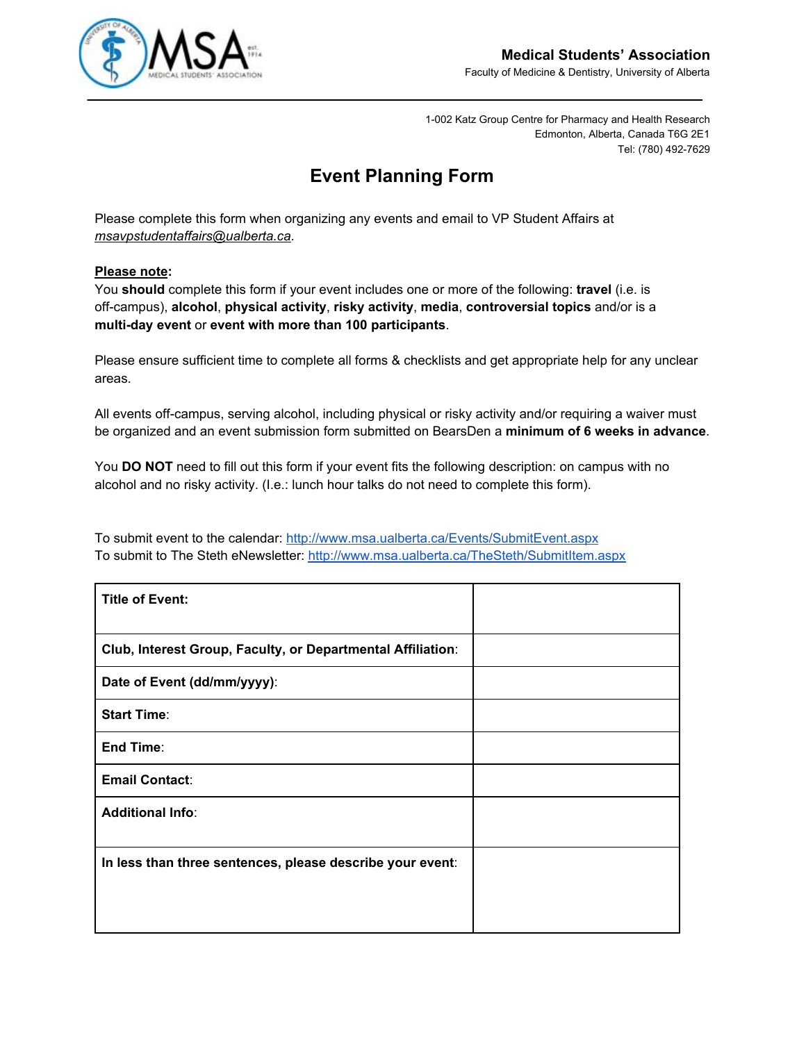**Medical Students' Association**
Faculty of Medicine & Dentistry, University of Alberta

1-002 Katz Group Centre for Pharmacy and Health Research
Edmonton, Alberta, Canada T6G 2E1
Tel: (780) 492-7629

# Event Planning Form

Please complete this form when organizing any events and email to VP Student Affairs at *msavpstudentaffairs@ualberta.ca*.

**Please note:**
You **should** complete this form if your event includes one or more of the following: **travel** (i.e. is off-campus), **alcohol**, **physical activity**, **risky activity**, **media**, **controversial topics** and/or is a **multi-day event** or **event with more than 100 participants**.

Please ensure sufficient time to complete all forms & checklists and get appropriate help for any unclear areas.

All events off-campus, serving alcohol, including physical or risky activity and/or requiring a waiver must be organized and an event submission form submitted on BearsDen a **minimum of 6 weeks in advance**.

You **DO NOT** need to fill out this form if your event fits the following description: on campus with no alcohol and no risky activity. (I.e.: lunch hour talks do not need to complete this form).

To submit event to the calendar: http://www.msa.ualberta.ca/Events/SubmitEvent.aspx
To submit to The Steth eNewsletter: http://www.msa.ualberta.ca/TheSteth/SubmitItem.aspx

| | |
|---|---|
| **Title of Event:** | |
| **Club, Interest Group, Faculty, or Departmental Affiliation**: | |
| **Date of Event (dd/mm/yyyy)**: | |
| **Start Time**: | |
| **End Time**: | |
| **Email Contact**: | |
| **Additional Info**: | |
| **In less than three sentences, please describe your event**: | |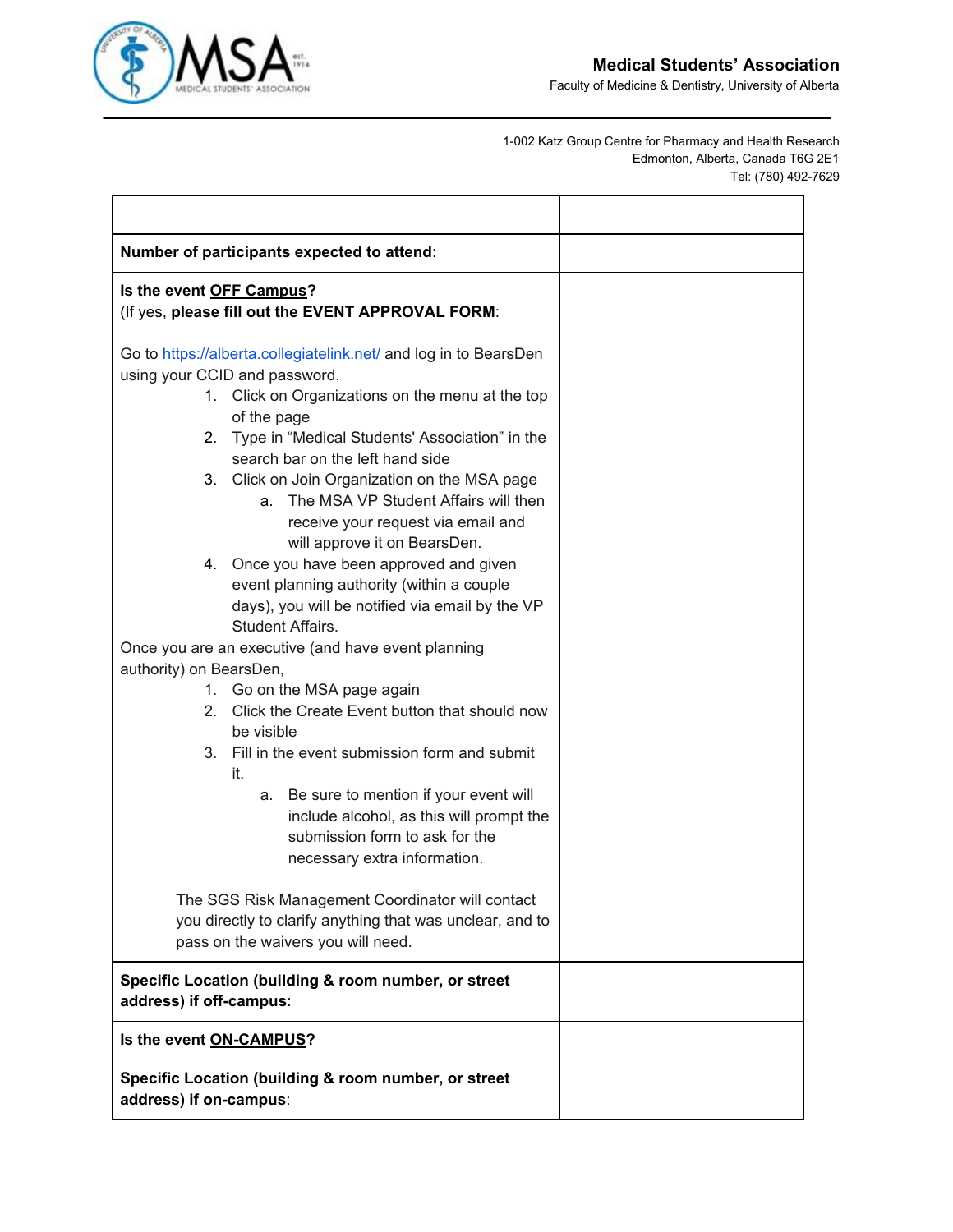**Medical Students' Association**
Faculty of Medicine & Dentistry, University of Alberta

1-002 Katz Group Centre for Pharmacy and Health Research
Edmonton, Alberta, Canada T6G 2E1
Tel: (780) 492-7629

| | |
|---|---|
| **Number of participants expected to attend**: | |
| **Is the event OFF Campus?**<br>(If yes, **please fill out the EVENT APPROVAL FORM**:<br><br>Go to https://alberta.collegiatelink.net/ and log in to BearsDen using your CCID and password.<br>1. Click on Organizations on the menu at the top of the page<br>2. Type in "Medical Students' Association" in the search bar on the left hand side<br>3. Click on Join Organization on the MSA page<br>&nbsp;&nbsp;&nbsp;&nbsp;a. The MSA VP Student Affairs will then receive your request via email and will approve it on BearsDen.<br>4. Once you have been approved and given event planning authority (within a couple days), you will be notified via email by the VP Student Affairs.<br>Once you are an executive (and have event planning authority) on BearsDen,<br>1. Go on the MSA page again<br>2. Click the Create Event button that should now be visible<br>3. Fill in the event submission form and submit it.<br>&nbsp;&nbsp;&nbsp;&nbsp;a. Be sure to mention if your event will include alcohol, as this will prompt the submission form to ask for the necessary extra information.<br><br>The SGS Risk Management Coordinator will contact you directly to clarify anything that was unclear, and to pass on the waivers you will need. | |
| **Specific Location (building & room number, or street address) if off-campus**: | |
| **Is the event ON-CAMPUS?** | |
| **Specific Location (building & room number, or street address) if on-campus**: | |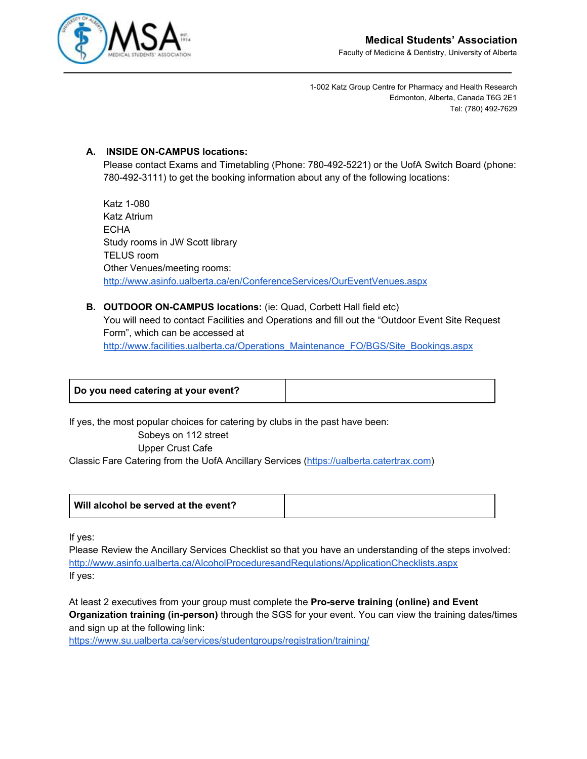A. **INSIDE ON-CAMPUS locations:**

Please contact Exams and Timetabling (Phone: 780-492-5221) or the UofA Switch Board (phone: 780-492-3111) to get the booking information about any of the following locations:

Katz 1-080
Katz Atrium
ECHA
Study rooms in JW Scott library
TELUS room
Other Venues/meeting rooms:
http://www.asinfo.ualberta.ca/en/ConferenceServices/OurEventVenues.aspx

B. **OUTDOOR ON-CAMPUS locations:** (ie: Quad, Corbett Hall field etc)

You will need to contact Facilities and Operations and fill out the "Outdoor Event Site Request Form", which can be accessed at
http://www.facilities.ualberta.ca/Operations_Maintenance_FO/BGS/Site_Bookings.aspx

| **Do you need catering at your event?** | |
|---|---|

If yes, the most popular choices for catering by clubs in the past have been:

Sobeys on 112 street
Upper Crust Cafe
Classic Fare Catering from the UofA Ancillary Services (https://ualberta.catertrax.com)

| **Will alcohol be served at the event?** | |
|---|---|

If yes:
Please Review the Ancillary Services Checklist so that you have an understanding of the steps involved:
http://www.asinfo.ualberta.ca/AlcoholProceduresandRegulations/ApplicationChecklists.aspx
If yes:

At least 2 executives from your group must complete the **Pro-serve training (online) and Event Organization training (in-person)** through the SGS for your event. You can view the training dates/times and sign up at the following link:
https://www.su.ualberta.ca/services/studentgroups/registration/training/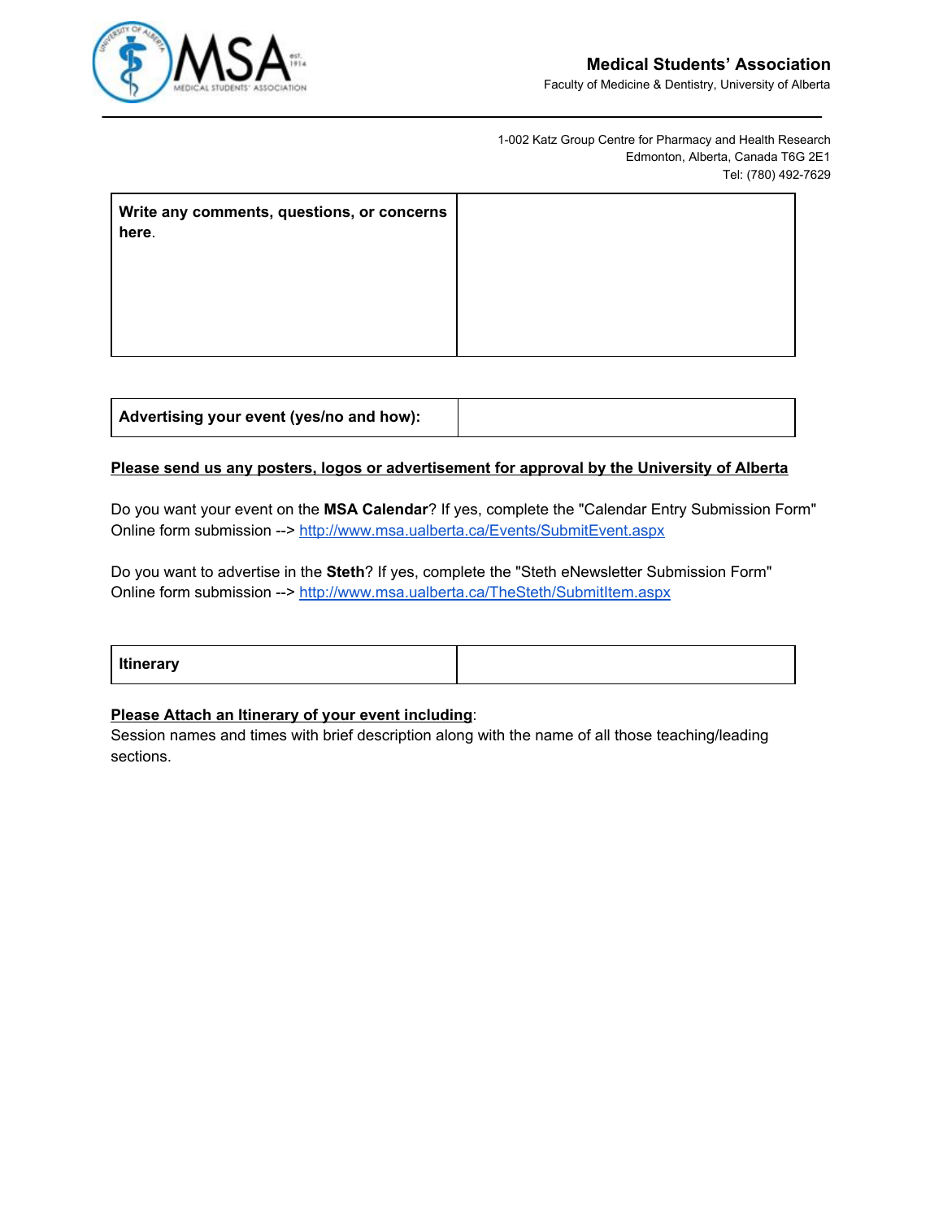**Medical Students' Association**
Faculty of Medicine & Dentistry, University of Alberta

1-002 Katz Group Centre for Pharmacy and Health Research
Edmonton, Alberta, Canada T6G 2E1
Tel: (780) 492-7629

| | |
|---|---|
| **Write any comments, questions, or concerns here**. | |

| | |
|---|---|
| **Advertising your event (yes/no and how):** | |

**Please send us any posters, logos or advertisement for approval by the University of Alberta**

Do you want your event on the **MSA Calendar**? If yes, complete the "Calendar Entry Submission Form"
Online form submission --> http://www.msa.ualberta.ca/Events/SubmitEvent.aspx

Do you want to advertise in the **Steth**? If yes, complete the "Steth eNewsletter Submission Form"
Online form submission --> http://www.msa.ualberta.ca/TheSteth/SubmitItem.aspx

| | |
|---|---|
| **Itinerary** | |

**Please Attach an Itinerary of your event including**:
Session names and times with brief description along with the name of all those teaching/leading sections.